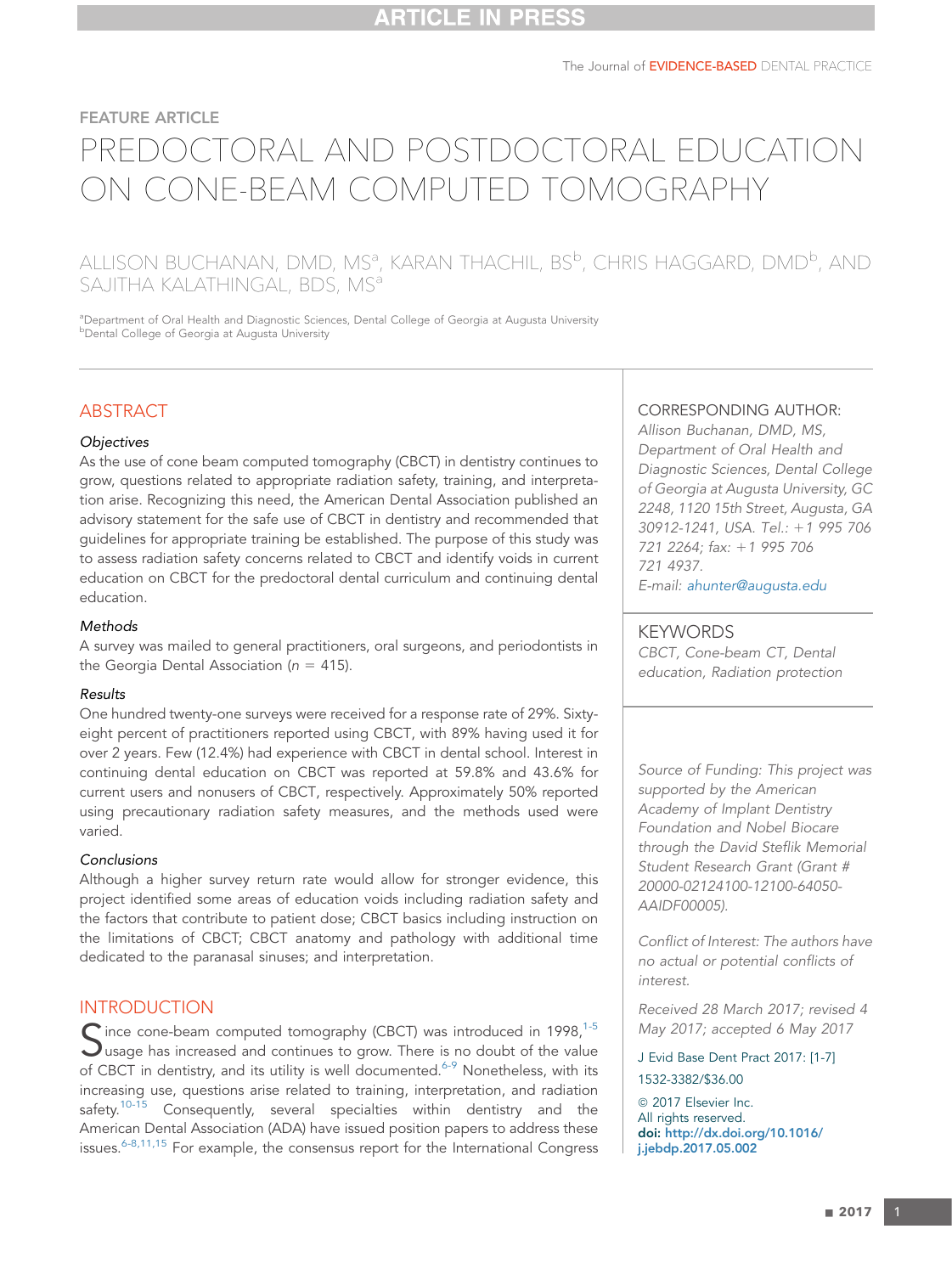FEATURE ARTICLE

# PREDOCTORAL AND POSTDOCTORAL EDUCATION ON CONE-BEAM COMPUTED TOMOGRAPHY

ALLISON BUCHANAN, DMD, MS[a], KARAN THACHIL, BS[b], CHRIS HAGGARD, DMD[b], AND SAJITHA KALATHINGAL, BDS, MS[a]

[a]Department of Oral Health and Diagnostic Sciences, Dental College of Georgia at Augusta University
[b]Dental College of Georgia at Augusta University

## ABSTRACT

### Objectives

As the use of cone beam computed tomography (CBCT) in dentistry continues to grow, questions related to appropriate radiation safety, training, and interpretation arise. Recognizing this need, the American Dental Association published an advisory statement for the safe use of CBCT in dentistry and recommended that guidelines for appropriate training be established. The purpose of this study was to assess radiation safety concerns related to CBCT and identify voids in current education on CBCT for the predoctoral dental curriculum and continuing dental education.

### Methods

A survey was mailed to general practitioners, oral surgeons, and periodontists in the Georgia Dental Association ($n = 415$).

### Results

One hundred twenty-one surveys were received for a response rate of 29%. Sixty-eight percent of practitioners reported using CBCT, with 89% having used it for over 2 years. Few (12.4%) had experience with CBCT in dental school. Interest in continuing dental education on CBCT was reported at 59.8% and 43.6% for current users and nonusers of CBCT, respectively. Approximately 50% reported using precautionary radiation safety measures, and the methods used were varied.

### Conclusions

Although a higher survey return rate would allow for stronger evidence, this project identified some areas of education voids including radiation safety and the factors that contribute to patient dose; CBCT basics including instruction on the limitations of CBCT; CBCT anatomy and pathology with additional time dedicated to the paranasal sinuses; and interpretation.

CORRESPONDING AUTHOR:
*Allison Buchanan, DMD, MS, Department of Oral Health and Diagnostic Sciences, Dental College of Georgia at Augusta University, GC 2248, 1120 15th Street, Augusta, GA 30912-1241, USA. Tel.: +1 995 706 721 2264; fax: +1 995 706 721 4937.*
*E-mail: ahunter@augusta.edu*

KEYWORDS
*CBCT, Cone-beam CT, Dental education, Radiation protection*

*Source of Funding: This project was supported by the American Academy of Implant Dentistry Foundation and Nobel Biocare through the David Steflik Memorial Student Research Grant (Grant # 20000-02124100-12100-64050-AAIDF00005).*

*Conflict of Interest: The authors have no actual or potential conflicts of interest.*

*Received 28 March 2017; revised 4 May 2017; accepted 6 May 2017*

J Evid Base Dent Pract 2017: [1-7]
1532-3382/$36.00
© 2017 Elsevier Inc.
All rights reserved.
**doi:** http://dx.doi.org/10.1016/j.jebdp.2017.05.002

## INTRODUCTION

Since cone-beam computed tomography (CBCT) was introduced in 1998,[1-5] usage has increased and continues to grow. There is no doubt of the value of CBCT in dentistry, and its utility is well documented.[6-9] Nonetheless, with its increasing use, questions arise related to training, interpretation, and radiation safety.[10-15] Consequently, several specialties within dentistry and the American Dental Association (ADA) have issued position papers to address these issues.[6-8,11,15] For example, the consensus report for the International Congress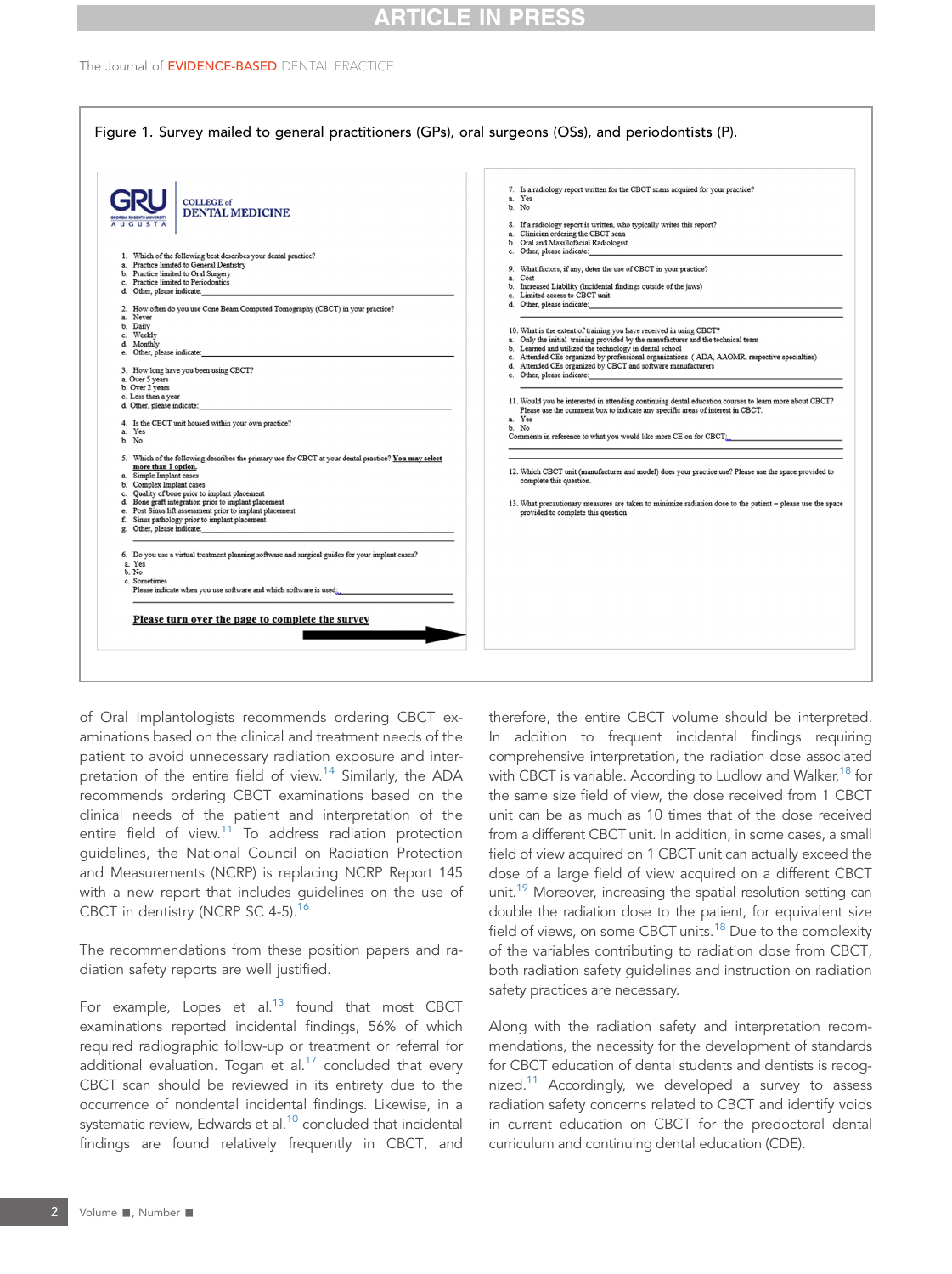Figure 1. Survey mailed to general practitioners (GPs), oral surgeons (OSs), and periodontists (P).

GRU AUGUSTA — GEORGIA REGENTS UNIVERSITY — COLLEGE of DENTAL MEDICINE

1. Which of the following best describes your dental practice?
   a. Practice limited to General Dentistry
   b. Practice limited to Oral Surgery
   c. Practice limited to Periodontics
   d. Other, please indicate:

2. How often do you use Cone Beam Computed Tomography (CBCT) in your practice?
   a. Never
   b. Daily
   c. Weekly
   d. Monthly
   e. Other, please indicate:

3. How long have you been using CBCT?
   a. Over 5 years
   b. Over 2 years
   c. Less than a year
   d. Other, please indicate:

4. Is the CBCT unit housed within your own practice?
   a. Yes
   b. No

5. Which of the following describes the primary use for CBCT at your dental practice? **You may select more than 1 option.**
   a. Simple Implant cases
   b. Complex Implant cases
   c. Quality of bone prior to implant placement
   d. Bone graft integration prior to implant placement
   e. Post Sinus lift assessment prior to implant placement
   f. Sinus pathology prior to implant placement
   g. Other, please indicate:

6. Do you use a virtual treatment planning software and surgical guides for your implant cases?
   a. Yes
   b. No
   c. Sometimes
   Please indicate when you use software and which software is used:

**Please turn over the page to complete the survey**

7. Is a radiology report written for the CBCT scans acquired for your practice?
   a. Yes
   b. No

8. If a radiology report is written, who typically writes this report?
   a. Clinician ordering the CBCT scan
   b. Oral and Maxillofacial Radiologist
   c. Other, please indicate:

9. What factors, if any, deter the use of CBCT in your practice?
   a. Cost
   b. Increased Liability (incidental findings outside of the jaws)
   c. Limited access to CBCT unit
   d. Other, please indicate:

10. What is the extent of training you have received in using CBCT?
    a. Only the initial training provided by the manufacturer and the technical team
    b. Learned and utilized the technology in dental school
    c. Attended CEs organized by professional organizations (ADA, AAOMR, respective specialties)
    d. Attended CEs organized by CBCT and software manufacturers
    e. Other, please indicate:

11. Would you be interested in attending continuing dental education courses to learn more about CBCT? Please use the comment box to indicate any specific areas of interest in CBCT.
    a. Yes
    b. No
    Comments in reference to what you would like more CE on for CBCT:

12. Which CBCT unit (manufacturer and model) does your practice use? Please use the space provided to complete this question.

13. What precautionary measures are taken to minimize radiation dose to the patient – please use the space provided to complete this question

of Oral Implantologists recommends ordering CBCT examinations based on the clinical and treatment needs of the patient to avoid unnecessary radiation exposure and interpretation of the entire field of view.[14] Similarly, the ADA recommends ordering CBCT examinations based on the clinical needs of the patient and interpretation of the entire field of view.[11] To address radiation protection guidelines, the National Council on Radiation Protection and Measurements (NCRP) is replacing NCRP Report 145 with a new report that includes guidelines on the use of CBCT in dentistry (NCRP SC 4-5).[16]

The recommendations from these position papers and radiation safety reports are well justified.

For example, Lopes et al.[13] found that most CBCT examinations reported incidental findings, 56% of which required radiographic follow-up or treatment or referral for additional evaluation. Togan et al.[17] concluded that every CBCT scan should be reviewed in its entirety due to the occurrence of nondental incidental findings. Likewise, in a systematic review, Edwards et al.[10] concluded that incidental findings are found relatively frequently in CBCT, and therefore, the entire CBCT volume should be interpreted. In addition to frequent incidental findings requiring comprehensive interpretation, the radiation dose associated with CBCT is variable. According to Ludlow and Walker,[18] for the same size field of view, the dose received from 1 CBCT unit can be as much as 10 times that of the dose received from a different CBCT unit. In addition, in some cases, a small field of view acquired on 1 CBCT unit can actually exceed the dose of a large field of view acquired on a different CBCT unit.[19] Moreover, increasing the spatial resolution setting can double the radiation dose to the patient, for equivalent size field of views, on some CBCT units.[18] Due to the complexity of the variables contributing to radiation dose from CBCT, both radiation safety guidelines and instruction on radiation safety practices are necessary.

Along with the radiation safety and interpretation recommendations, the necessity for the development of standards for CBCT education of dental students and dentists is recognized.[11] Accordingly, we developed a survey to assess radiation safety concerns related to CBCT and identify voids in current education on CBCT for the predoctoral dental curriculum and continuing dental education (CDE).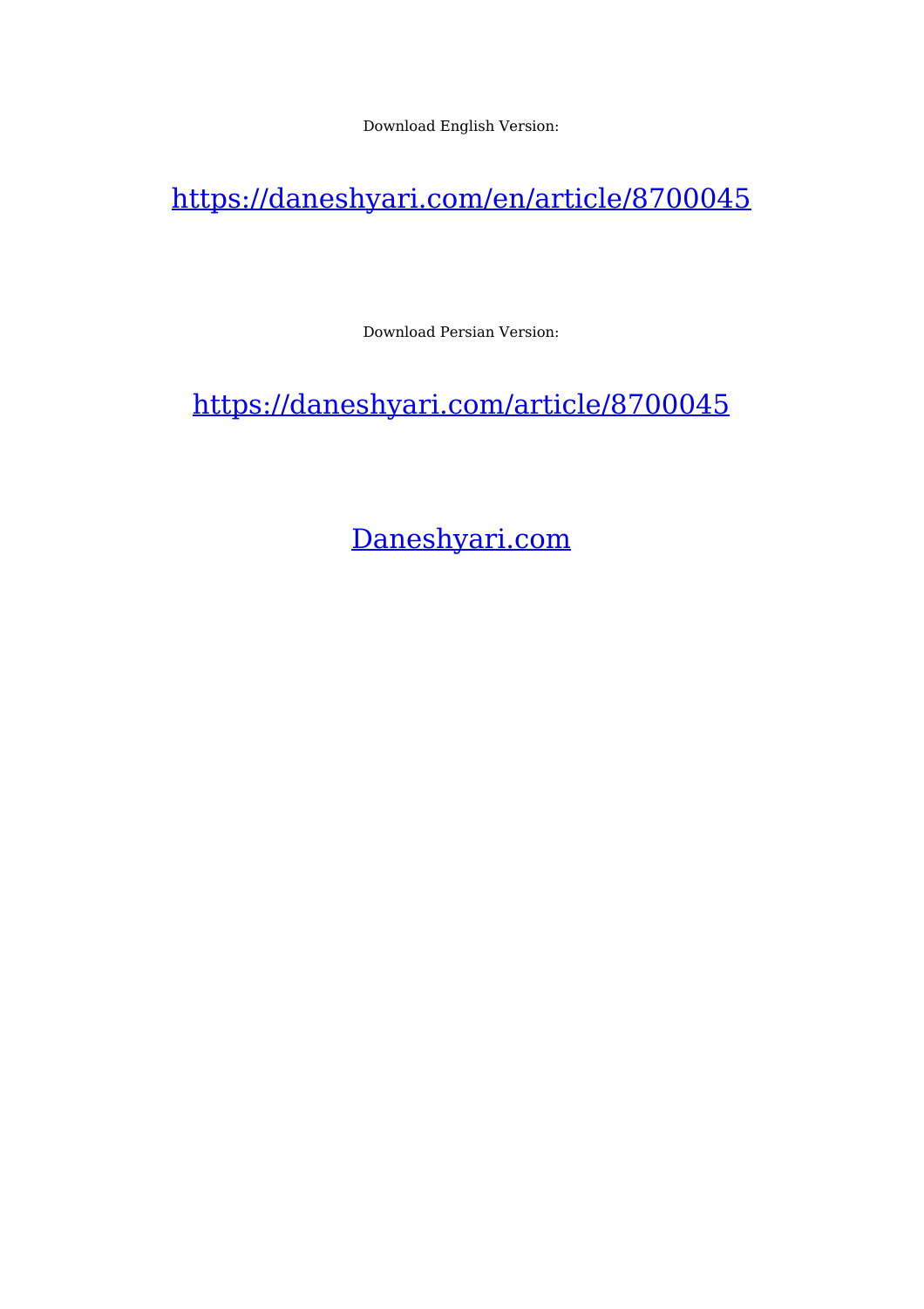Download English Version:

https://daneshyari.com/en/article/8700045

Download Persian Version:

https://daneshyari.com/article/8700045

Daneshyari.com